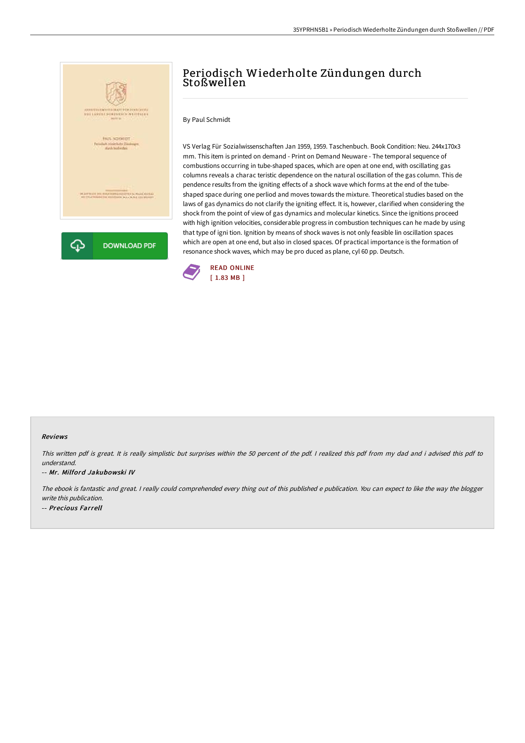# Periodisch Wiederholte Zündungen durch Stoßwellen

By Paul Schmidt

VS Verlag Für Sozialwissenschaften Jan 1959, 1959. Taschenbuch. Book Condition: Neu. 244x170x3 mm. This item is printed on demand - Print on Demand Neuware - The temporal sequence of combustions occurring in tube-shaped spaces, which are open at one end, with oscillating gas columns reveals a charac teristic dependence on the natural oscillation of the gas column. This de pendence results from the igniting effects of a shock wave which forms at the end of the tube-shaped space during one perliod and moves towards the mixture. Theoretical studies based on the laws of gas dynamics do not clarify the igniting effect. It is, however, clarified when considering the shock from the point of view of gas dynamics and molecular kinetics. Since the ignitions proceed with high ignition velocities, considerable progress in combustion techniques can he made by using that type of igni tion. Ignition by means of shock waves is not only feasible lin oscillation spaces which are open at one end, but also in closed spaces. Of practical importance is the formation of resonance shock waves, which may be pro duced as plane, cyl 60 pp. Deutsch.

DOWNLOAD PDF

READ ONLINE
[ 1.83 MB ]

#### Reviews

*This written pdf is great. It is really simplistic but surprises within the 50 percent of the pdf. I realized this pdf from my dad and i advised this pdf to understand.*

*-- Mr. Milford Jakubowski IV*

*The ebook is fantastic and great. I really could comprehended every thing out of this published e publication. You can expect to like the way the blogger write this publication.*

*-- Precious Farrell*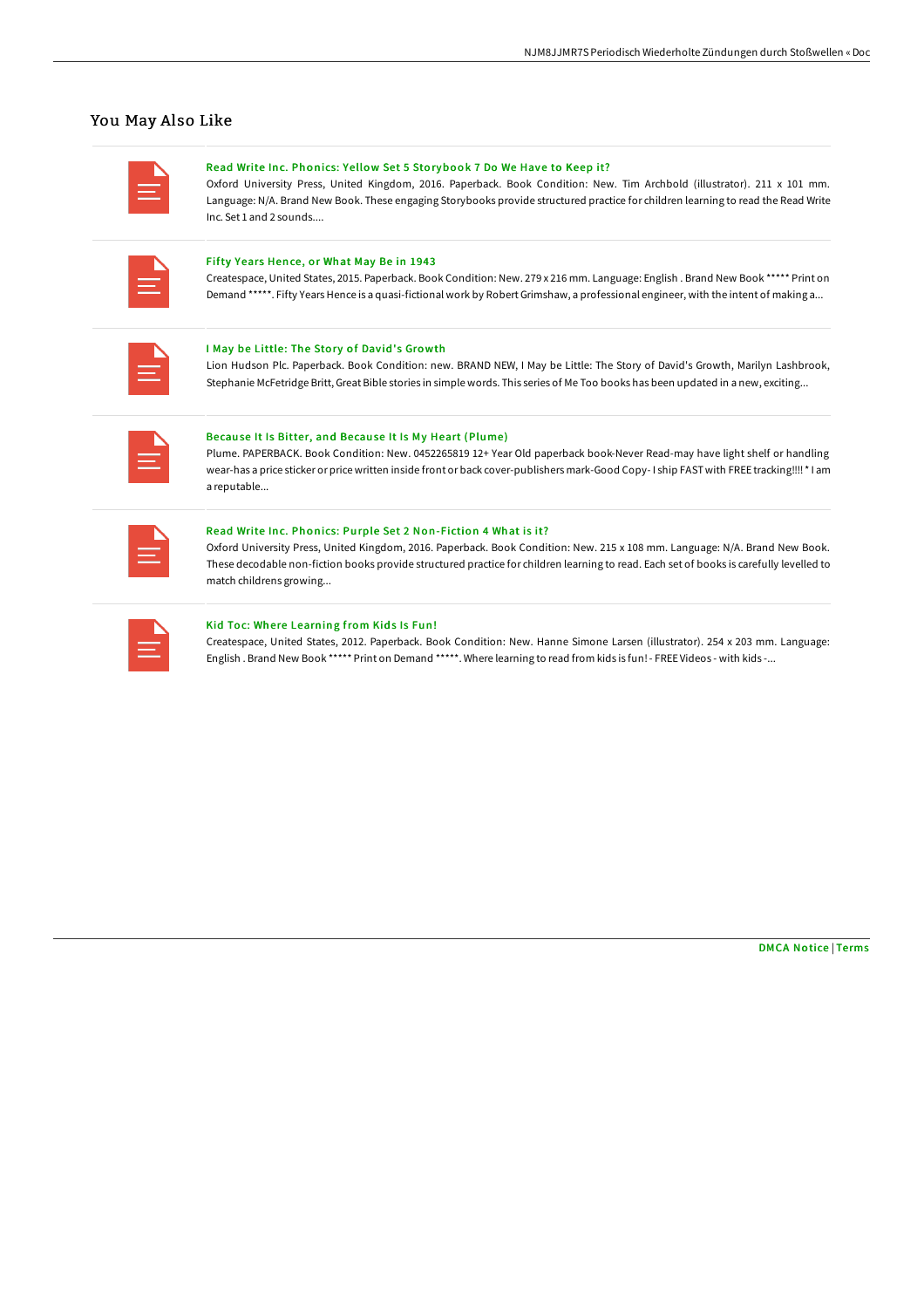## You May Also Like

### Read Write Inc. Phonics: Yellow Set 5 Storybook 7 Do We Have to Keep it?

Oxford University Press, United Kingdom, 2016. Paperback. Book Condition: New. Tim Archbold (illustrator). 211 x 101 mm. Language: N/A. Brand New Book. These engaging Storybooks provide structured practice for children learning to read the Read Write Inc. Set 1 and 2 sounds....

### Fifty Years Hence, or What May Be in 1943

Createspace, United States, 2015. Paperback. Book Condition: New. 279 x 216 mm. Language: English . Brand New Book ***** Print on Demand *****. Fifty Years Hence is a quasi-fictional work by Robert Grimshaw, a professional engineer, with the intent of making a...

### I May be Little: The Story of David's Growth

Lion Hudson Plc. Paperback. Book Condition: new. BRAND NEW, I May be Little: The Story of David's Growth, Marilyn Lashbrook, Stephanie McFetridge Britt, Great Bible stories in simple words. This series of Me Too books has been updated in a new, exciting...

### Because It Is Bitter, and Because It Is My Heart (Plume)

Plume. PAPERBACK. Book Condition: New. 0452265819 12+ Year Old paperback book-Never Read-may have light shelf or handling wear-has a price sticker or price written inside front or back cover-publishers mark-Good Copy- I ship FAST with FREE tracking!!!! * I am a reputable...

### Read Write Inc. Phonics: Purple Set 2 Non-Fiction 4 What is it?

Oxford University Press, United Kingdom, 2016. Paperback. Book Condition: New. 215 x 108 mm. Language: N/A. Brand New Book. These decodable non-fiction books provide structured practice for children learning to read. Each set of books is carefully levelled to match childrens growing...

### Kid Toc: Where Learning from Kids Is Fun!

Createspace, United States, 2012. Paperback. Book Condition: New. Hanne Simone Larsen (illustrator). 254 x 203 mm. Language: English . Brand New Book ***** Print on Demand *****. Where learning to read from kids is fun! - FREE Videos - with kids -...

DMCA Notice | Terms